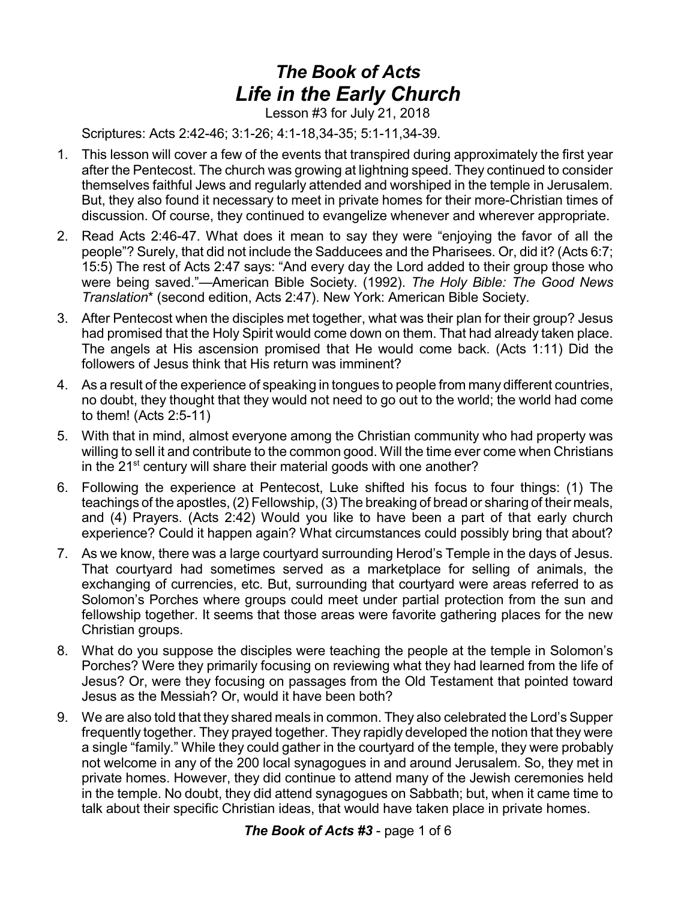# *The Book of Acts*
## *Life in the Early Church*

Lesson #3 for July 21, 2018

Scriptures: Acts 2:42-46; 3:1-26; 4:1-18,34-35; 5:1-11,34-39.

1. This lesson will cover a few of the events that transpired during approximately the first year after the Pentecost. The church was growing at lightning speed. They continued to consider themselves faithful Jews and regularly attended and worshiped in the temple in Jerusalem. But, they also found it necessary to meet in private homes for their more-Christian times of discussion. Of course, they continued to evangelize whenever and wherever appropriate.
2. Read Acts 2:46-47. What does it mean to say they were "enjoying the favor of all the people"? Surely, that did not include the Sadducees and the Pharisees. Or, did it? (Acts 6:7; 15:5) The rest of Acts 2:47 says: "And every day the Lord added to their group those who were being saved."—American Bible Society. (1992). *The Holy Bible: The Good News Translation*\* (second edition, Acts 2:47). New York: American Bible Society.
3. After Pentecost when the disciples met together, what was their plan for their group? Jesus had promised that the Holy Spirit would come down on them. That had already taken place. The angels at His ascension promised that He would come back. (Acts 1:11) Did the followers of Jesus think that His return was imminent?
4. As a result of the experience of speaking in tongues to people from many different countries, no doubt, they thought that they would not need to go out to the world; the world had come to them! (Acts 2:5-11)
5. With that in mind, almost everyone among the Christian community who had property was willing to sell it and contribute to the common good. Will the time ever come when Christians in the 21st century will share their material goods with one another?
6. Following the experience at Pentecost, Luke shifted his focus to four things: (1) The teachings of the apostles, (2) Fellowship, (3) The breaking of bread or sharing of their meals, and (4) Prayers. (Acts 2:42) Would you like to have been a part of that early church experience? Could it happen again? What circumstances could possibly bring that about?
7. As we know, there was a large courtyard surrounding Herod's Temple in the days of Jesus. That courtyard had sometimes served as a marketplace for selling of animals, the exchanging of currencies, etc. But, surrounding that courtyard were areas referred to as Solomon's Porches where groups could meet under partial protection from the sun and fellowship together. It seems that those areas were favorite gathering places for the new Christian groups.
8. What do you suppose the disciples were teaching the people at the temple in Solomon's Porches? Were they primarily focusing on reviewing what they had learned from the life of Jesus? Or, were they focusing on passages from the Old Testament that pointed toward Jesus as the Messiah? Or, would it have been both?
9. We are also told that they shared meals in common. They also celebrated the Lord's Supper frequently together. They prayed together. They rapidly developed the notion that they were a single "family." While they could gather in the courtyard of the temple, they were probably not welcome in any of the 200 local synagogues in and around Jerusalem. So, they met in private homes. However, they did continue to attend many of the Jewish ceremonies held in the temple. No doubt, they did attend synagogues on Sabbath; but, when it came time to talk about their specific Christian ideas, that would have taken place in private homes.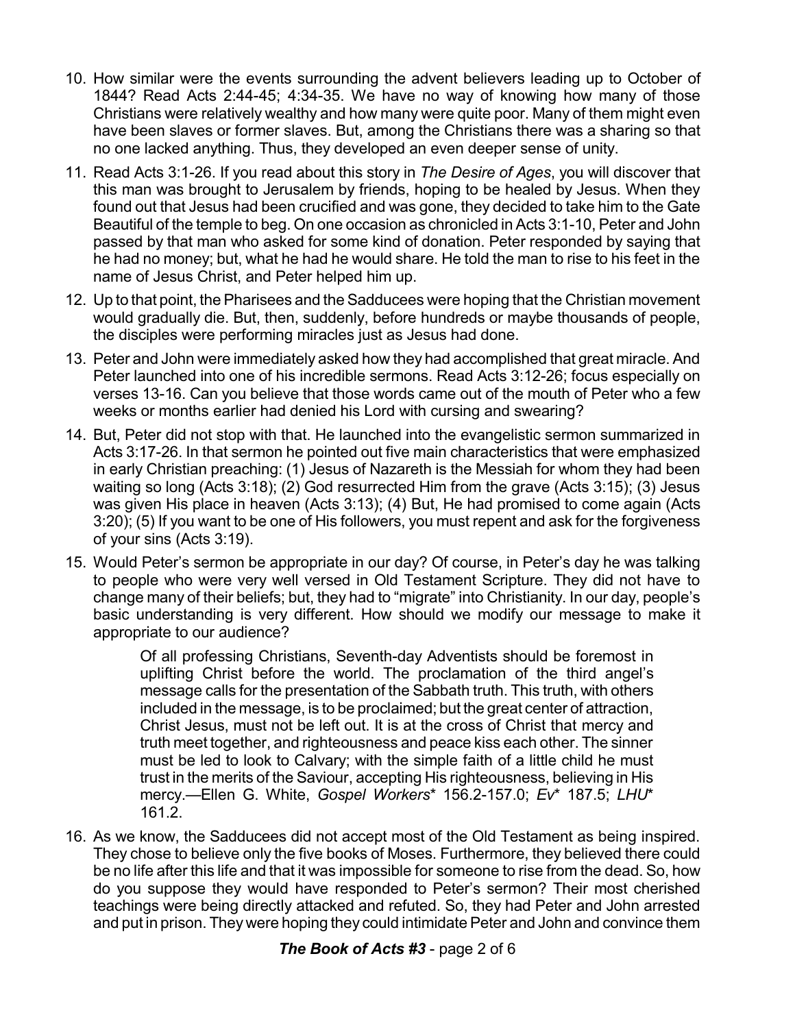10. How similar were the events surrounding the advent believers leading up to October of 1844? Read Acts 2:44-45; 4:34-35. We have no way of knowing how many of those Christians were relatively wealthy and how many were quite poor. Many of them might even have been slaves or former slaves. But, among the Christians there was a sharing so that no one lacked anything. Thus, they developed an even deeper sense of unity.

11. Read Acts 3:1-26. If you read about this story in *The Desire of Ages*, you will discover that this man was brought to Jerusalem by friends, hoping to be healed by Jesus. When they found out that Jesus had been crucified and was gone, they decided to take him to the Gate Beautiful of the temple to beg. On one occasion as chronicled in Acts 3:1-10, Peter and John passed by that man who asked for some kind of donation. Peter responded by saying that he had no money; but, what he had he would share. He told the man to rise to his feet in the name of Jesus Christ, and Peter helped him up.

12. Up to that point, the Pharisees and the Sadducees were hoping that the Christian movement would gradually die. But, then, suddenly, before hundreds or maybe thousands of people, the disciples were performing miracles just as Jesus had done.

13. Peter and John were immediately asked how they had accomplished that great miracle. And Peter launched into one of his incredible sermons. Read Acts 3:12-26; focus especially on verses 13-16. Can you believe that those words came out of the mouth of Peter who a few weeks or months earlier had denied his Lord with cursing and swearing?

14. But, Peter did not stop with that. He launched into the evangelistic sermon summarized in Acts 3:17-26. In that sermon he pointed out five main characteristics that were emphasized in early Christian preaching: (1) Jesus of Nazareth is the Messiah for whom they had been waiting so long (Acts 3:18); (2) God resurrected Him from the grave (Acts 3:15); (3) Jesus was given His place in heaven (Acts 3:13); (4) But, He had promised to come again (Acts 3:20); (5) If you want to be one of His followers, you must repent and ask for the forgiveness of your sins (Acts 3:19).

15. Would Peter's sermon be appropriate in our day? Of course, in Peter's day he was talking to people who were very well versed in Old Testament Scripture. They did not have to change many of their beliefs; but, they had to "migrate" into Christianity. In our day, people's basic understanding is very different. How should we modify our message to make it appropriate to our audience?

    > Of all professing Christians, Seventh-day Adventists should be foremost in uplifting Christ before the world. The proclamation of the third angel's message calls for the presentation of the Sabbath truth. This truth, with others included in the message, is to be proclaimed; but the great center of attraction, Christ Jesus, must not be left out. It is at the cross of Christ that mercy and truth meet together, and righteousness and peace kiss each other. The sinner must be led to look to Calvary; with the simple faith of a little child he must trust in the merits of the Saviour, accepting His righteousness, believing in His mercy.—Ellen G. White, *Gospel Workers** 156.2-157.0; *Ev** 187.5; *LHU** 161.2.

16. As we know, the Sadducees did not accept most of the Old Testament as being inspired. They chose to believe only the five books of Moses. Furthermore, they believed there could be no life after this life and that it was impossible for someone to rise from the dead. So, how do you suppose they would have responded to Peter's sermon? Their most cherished teachings were being directly attacked and refuted. So, they had Peter and John arrested and put in prison. They were hoping they could intimidate Peter and John and convince them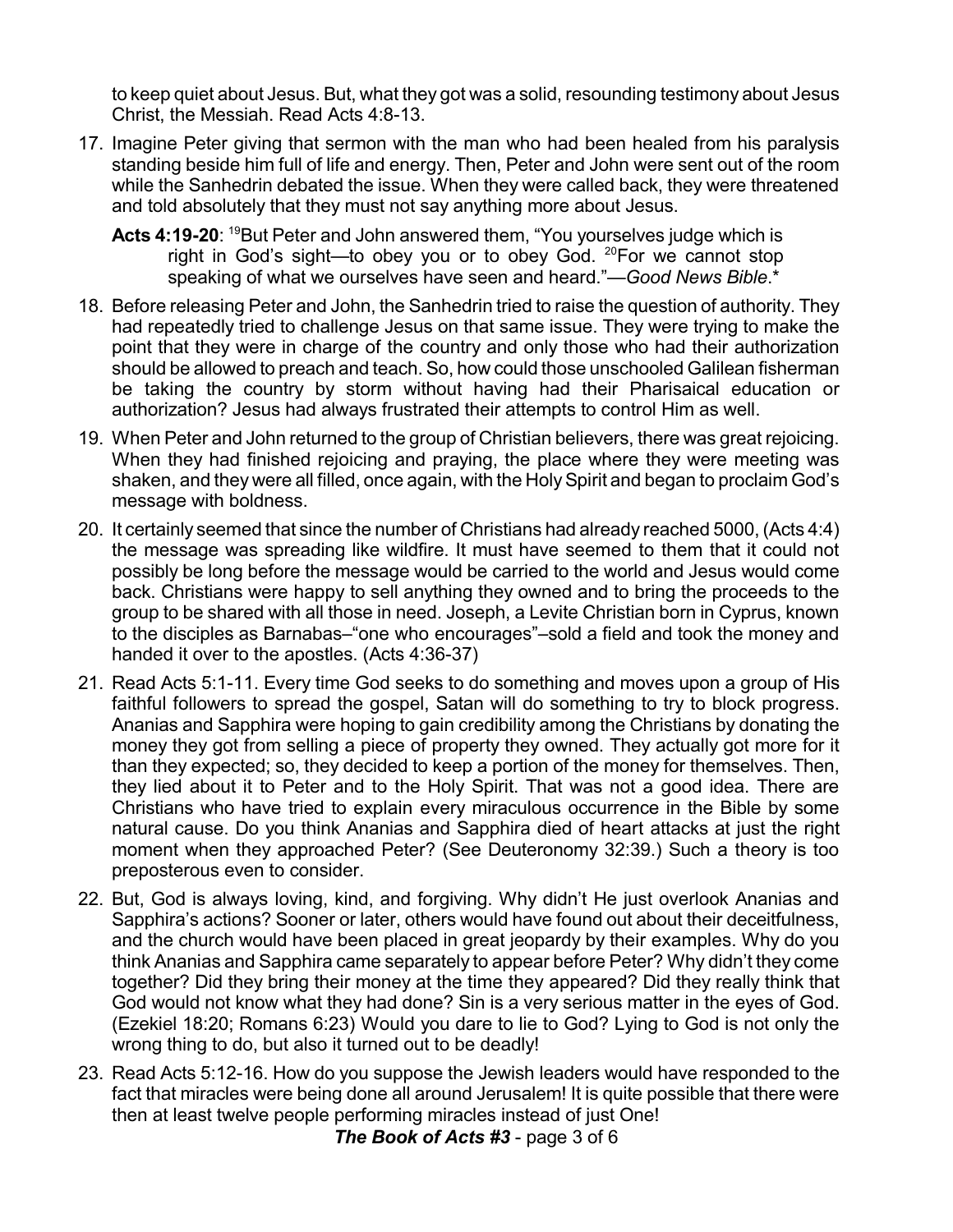to keep quiet about Jesus. But, what they got was a solid, resounding testimony about Jesus Christ, the Messiah. Read Acts 4:8-13.

17. Imagine Peter giving that sermon with the man who had been healed from his paralysis standing beside him full of life and energy. Then, Peter and John were sent out of the room while the Sanhedrin debated the issue. When they were called back, they were threatened and told absolutely that they must not say anything more about Jesus.

    **Acts 4:19-20**: [19]But Peter and John answered them, "You yourselves judge which is right in God's sight—to obey you or to obey God. [20]For we cannot stop speaking of what we ourselves have seen and heard."—*Good News Bible*.*

18. Before releasing Peter and John, the Sanhedrin tried to raise the question of authority. They had repeatedly tried to challenge Jesus on that same issue. They were trying to make the point that they were in charge of the country and only those who had their authorization should be allowed to preach and teach. So, how could those unschooled Galilean fisherman be taking the country by storm without having had their Pharisaical education or authorization? Jesus had always frustrated their attempts to control Him as well.

19. When Peter and John returned to the group of Christian believers, there was great rejoicing. When they had finished rejoicing and praying, the place where they were meeting was shaken, and they were all filled, once again, with the Holy Spirit and began to proclaim God's message with boldness.

20. It certainly seemed that since the number of Christians had already reached 5000, (Acts 4:4) the message was spreading like wildfire. It must have seemed to them that it could not possibly be long before the message would be carried to the world and Jesus would come back. Christians were happy to sell anything they owned and to bring the proceeds to the group to be shared with all those in need. Joseph, a Levite Christian born in Cyprus, known to the disciples as Barnabas–"one who encourages"–sold a field and took the money and handed it over to the apostles. (Acts 4:36-37)

21. Read Acts 5:1-11. Every time God seeks to do something and moves upon a group of His faithful followers to spread the gospel, Satan will do something to try to block progress. Ananias and Sapphira were hoping to gain credibility among the Christians by donating the money they got from selling a piece of property they owned. They actually got more for it than they expected; so, they decided to keep a portion of the money for themselves. Then, they lied about it to Peter and to the Holy Spirit. That was not a good idea. There are Christians who have tried to explain every miraculous occurrence in the Bible by some natural cause. Do you think Ananias and Sapphira died of heart attacks at just the right moment when they approached Peter? (See Deuteronomy 32:39.) Such a theory is too preposterous even to consider.

22. But, God is always loving, kind, and forgiving. Why didn't He just overlook Ananias and Sapphira's actions? Sooner or later, others would have found out about their deceitfulness, and the church would have been placed in great jeopardy by their examples. Why do you think Ananias and Sapphira came separately to appear before Peter? Why didn't they come together? Did they bring their money at the time they appeared? Did they really think that God would not know what they had done? Sin is a very serious matter in the eyes of God. (Ezekiel 18:20; Romans 6:23) Would you dare to lie to God? Lying to God is not only the wrong thing to do, but also it turned out to be deadly!

23. Read Acts 5:12-16. How do you suppose the Jewish leaders would have responded to the fact that miracles were being done all around Jerusalem! It is quite possible that there were then at least twelve people performing miracles instead of just One!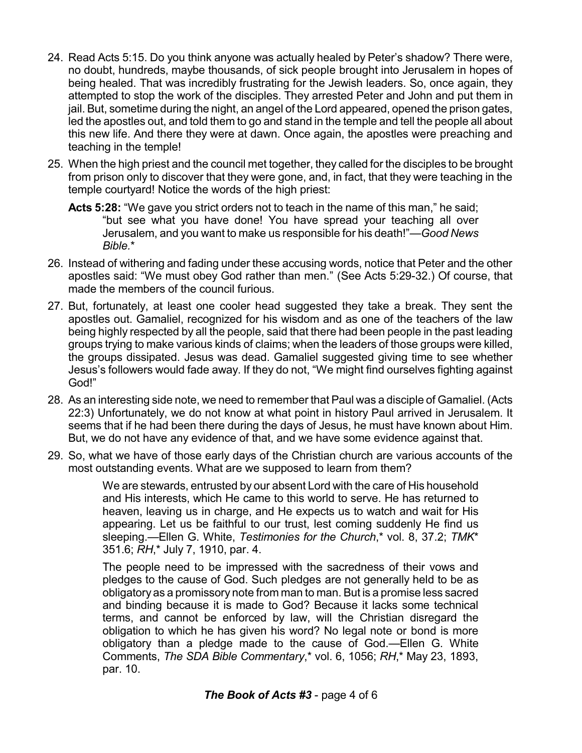24. Read Acts 5:15. Do you think anyone was actually healed by Peter's shadow? There were, no doubt, hundreds, maybe thousands, of sick people brought into Jerusalem in hopes of being healed. That was incredibly frustrating for the Jewish leaders. So, once again, they attempted to stop the work of the disciples. They arrested Peter and John and put them in jail. But, sometime during the night, an angel of the Lord appeared, opened the prison gates, led the apostles out, and told them to go and stand in the temple and tell the people all about this new life. And there they were at dawn. Once again, the apostles were preaching and teaching in the temple!

25. When the high priest and the council met together, they called for the disciples to be brought from prison only to discover that they were gone, and, in fact, that they were teaching in the temple courtyard! Notice the words of the high priest:

    **Acts 5:28:** "We gave you strict orders not to teach in the name of this man," he said; "but see what you have done! You have spread your teaching all over Jerusalem, and you want to make us responsible for his death!"—*Good News Bible.**

26. Instead of withering and fading under these accusing words, notice that Peter and the other apostles said: "We must obey God rather than men." (See Acts 5:29-32.) Of course, that made the members of the council furious.

27. But, fortunately, at least one cooler head suggested they take a break. They sent the apostles out. Gamaliel, recognized for his wisdom and as one of the teachers of the law being highly respected by all the people, said that there had been people in the past leading groups trying to make various kinds of claims; when the leaders of those groups were killed, the groups dissipated. Jesus was dead. Gamaliel suggested giving time to see whether Jesus's followers would fade away. If they do not, "We might find ourselves fighting against God!"

28. As an interesting side note, we need to remember that Paul was a disciple of Gamaliel. (Acts 22:3) Unfortunately, we do not know at what point in history Paul arrived in Jerusalem. It seems that if he had been there during the days of Jesus, he must have known about Him. But, we do not have any evidence of that, and we have some evidence against that.

29. So, what we have of those early days of the Christian church are various accounts of the most outstanding events. What are we supposed to learn from them?

    > We are stewards, entrusted by our absent Lord with the care of His household and His interests, which He came to this world to serve. He has returned to heaven, leaving us in charge, and He expects us to watch and wait for His appearing. Let us be faithful to our trust, lest coming suddenly He find us sleeping.—Ellen G. White, *Testimonies for the Church*,* vol. 8, 37.2; *TMK** 351.6; *RH*,* July 7, 1910, par. 4.

    > The people need to be impressed with the sacredness of their vows and pledges to the cause of God. Such pledges are not generally held to be as obligatory as a promissory note from man to man. But is a promise less sacred and binding because it is made to God? Because it lacks some technical terms, and cannot be enforced by law, will the Christian disregard the obligation to which he has given his word? No legal note or bond is more obligatory than a pledge made to the cause of God.—Ellen G. White Comments, *The SDA Bible Commentary*,* vol. 6, 1056; *RH*,* May 23, 1893, par. 10.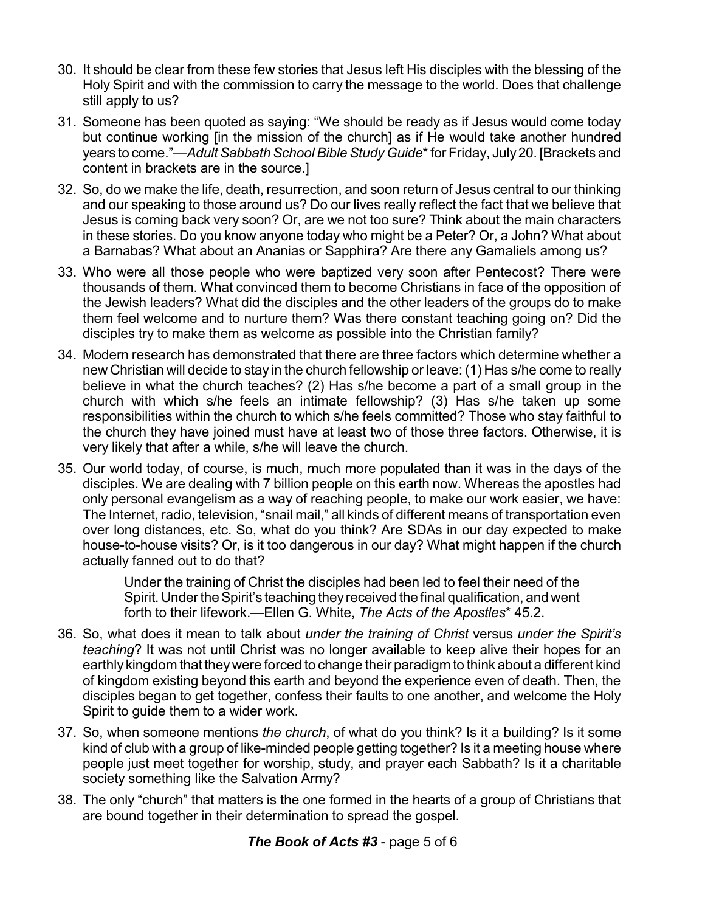30. It should be clear from these few stories that Jesus left His disciples with the blessing of the Holy Spirit and with the commission to carry the message to the world. Does that challenge still apply to us?

31. Someone has been quoted as saying: "We should be ready as if Jesus would come today but continue working [in the mission of the church] as if He would take another hundred years to come."—*Adult Sabbath School Bible Study Guide*\* for Friday, July 20. [Brackets and content in brackets are in the source.]

32. So, do we make the life, death, resurrection, and soon return of Jesus central to our thinking and our speaking to those around us? Do our lives really reflect the fact that we believe that Jesus is coming back very soon? Or, are we not too sure? Think about the main characters in these stories. Do you know anyone today who might be a Peter? Or, a John? What about a Barnabas? What about an Ananias or Sapphira? Are there any Gamaliels among us?

33. Who were all those people who were baptized very soon after Pentecost? There were thousands of them. What convinced them to become Christians in face of the opposition of the Jewish leaders? What did the disciples and the other leaders of the groups do to make them feel welcome and to nurture them? Was there constant teaching going on? Did the disciples try to make them as welcome as possible into the Christian family?

34. Modern research has demonstrated that there are three factors which determine whether a new Christian will decide to stay in the church fellowship or leave: (1) Has s/he come to really believe in what the church teaches? (2) Has s/he become a part of a small group in the church with which s/he feels an intimate fellowship? (3) Has s/he taken up some responsibilities within the church to which s/he feels committed? Those who stay faithful to the church they have joined must have at least two of those three factors. Otherwise, it is very likely that after a while, s/he will leave the church.

35. Our world today, of course, is much, much more populated than it was in the days of the disciples. We are dealing with 7 billion people on this earth now. Whereas the apostles had only personal evangelism as a way of reaching people, to make our work easier, we have: The Internet, radio, television, "snail mail," all kinds of different means of transportation even over long distances, etc. So, what do you think? Are SDAs in our day expected to make house-to-house visits? Or, is it too dangerous in our day? What might happen if the church actually fanned out to do that?

> Under the training of Christ the disciples had been led to feel their need of the Spirit. Under the Spirit's teaching they received the final qualification, and went forth to their lifework.—Ellen G. White, *The Acts of the Apostles*\* 45.2.

36. So, what does it mean to talk about *under the training of Christ* versus *under the Spirit's teaching*? It was not until Christ was no longer available to keep alive their hopes for an earthly kingdom that they were forced to change their paradigm to think about a different kind of kingdom existing beyond this earth and beyond the experience even of death. Then, the disciples began to get together, confess their faults to one another, and welcome the Holy Spirit to guide them to a wider work.

37. So, when someone mentions *the church*, of what do you think? Is it a building? Is it some kind of club with a group of like-minded people getting together? Is it a meeting house where people just meet together for worship, study, and prayer each Sabbath? Is it a charitable society something like the Salvation Army?

38. The only "church" that matters is the one formed in the hearts of a group of Christians that are bound together in their determination to spread the gospel.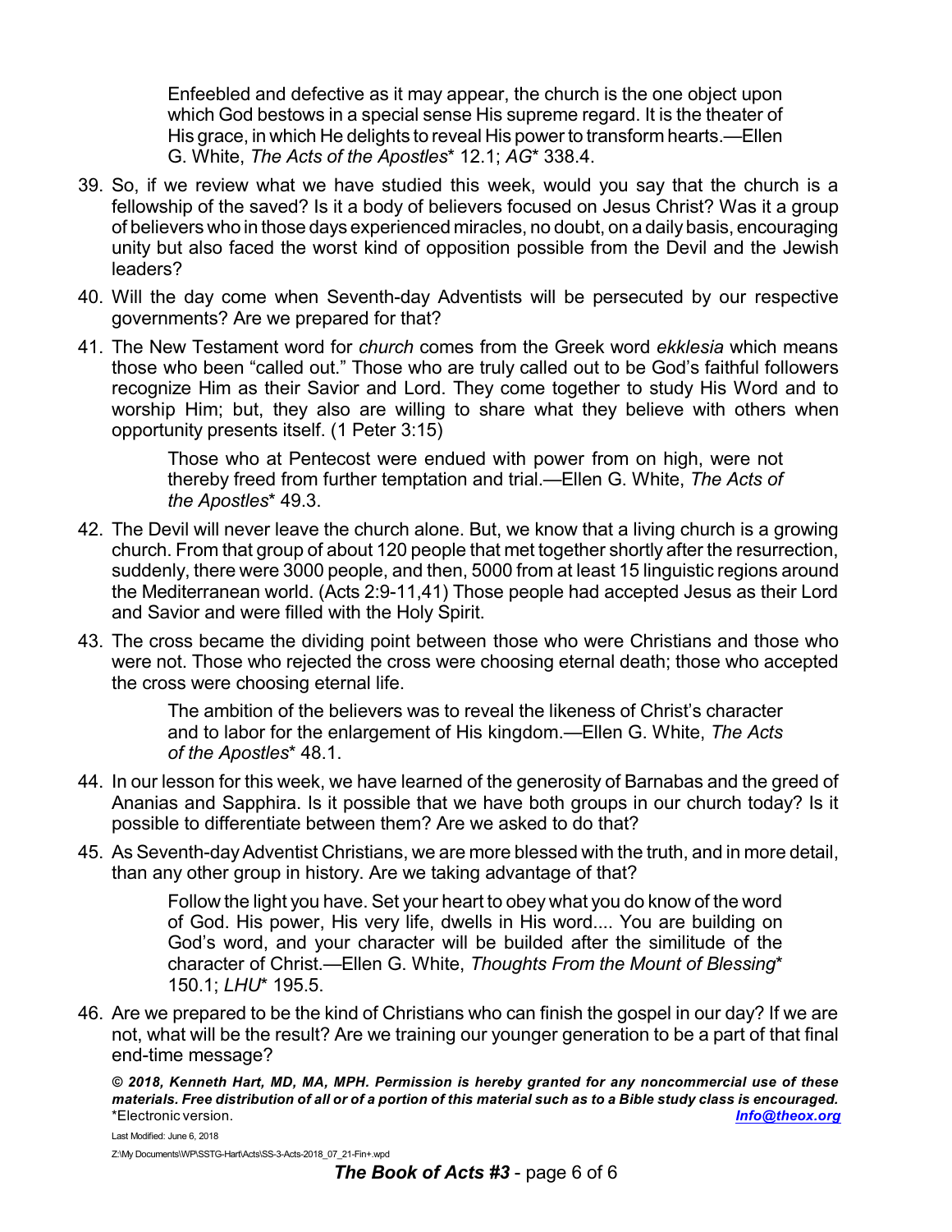> Enfeebled and defective as it may appear, the church is the one object upon which God bestows in a special sense His supreme regard. It is the theater of His grace, in which He delights to reveal His power to transform hearts.—Ellen G. White, *The Acts of the Apostles*\* 12.1; *AG*\* 338.4.

39. So, if we review what we have studied this week, would you say that the church is a fellowship of the saved? Is it a body of believers focused on Jesus Christ? Was it a group of believers who in those days experienced miracles, no doubt, on a daily basis, encouraging unity but also faced the worst kind of opposition possible from the Devil and the Jewish leaders?

40. Will the day come when Seventh-day Adventists will be persecuted by our respective governments? Are we prepared for that?

41. The New Testament word for *church* comes from the Greek word *ekklesia* which means those who been "called out." Those who are truly called out to be God's faithful followers recognize Him as their Savior and Lord. They come together to study His Word and to worship Him; but, they also are willing to share what they believe with others when opportunity presents itself. (1 Peter 3:15)

> Those who at Pentecost were endued with power from on high, were not thereby freed from further temptation and trial.—Ellen G. White, *The Acts of the Apostles*\* 49.3.

42. The Devil will never leave the church alone. But, we know that a living church is a growing church. From that group of about 120 people that met together shortly after the resurrection, suddenly, there were 3000 people, and then, 5000 from at least 15 linguistic regions around the Mediterranean world. (Acts 2:9-11,41) Those people had accepted Jesus as their Lord and Savior and were filled with the Holy Spirit.

43. The cross became the dividing point between those who were Christians and those who were not. Those who rejected the cross were choosing eternal death; those who accepted the cross were choosing eternal life.

> The ambition of the believers was to reveal the likeness of Christ's character and to labor for the enlargement of His kingdom.—Ellen G. White, *The Acts of the Apostles*\* 48.1.

44. In our lesson for this week, we have learned of the generosity of Barnabas and the greed of Ananias and Sapphira. Is it possible that we have both groups in our church today? Is it possible to differentiate between them? Are we asked to do that?

45. As Seventh-day Adventist Christians, we are more blessed with the truth, and in more detail, than any other group in history. Are we taking advantage of that?

> Follow the light you have. Set your heart to obey what you do know of the word of God. His power, His very life, dwells in His word.... You are building on God's word, and your character will be builded after the similitude of the character of Christ.—Ellen G. White, *Thoughts From the Mount of Blessing*\* 150.1; *LHU*\* 195.5.

46. Are we prepared to be the kind of Christians who can finish the gospel in our day? If we are not, what will be the result? Are we training our younger generation to be a part of that final end-time message?

***© 2018, Kenneth Hart, MD, MA, MPH. Permission is hereby granted for any noncommercial use of these materials. Free distribution of all or of a portion of this material such as to a Bible study class is encouraged.***
\*Electronic version. ***Info@theox.org***

Last Modified: June 6, 2018

Z:\My Documents\WP\SSTG-Hart\Acts\SS-3-Acts-2018_07_21-Fin+.wpd